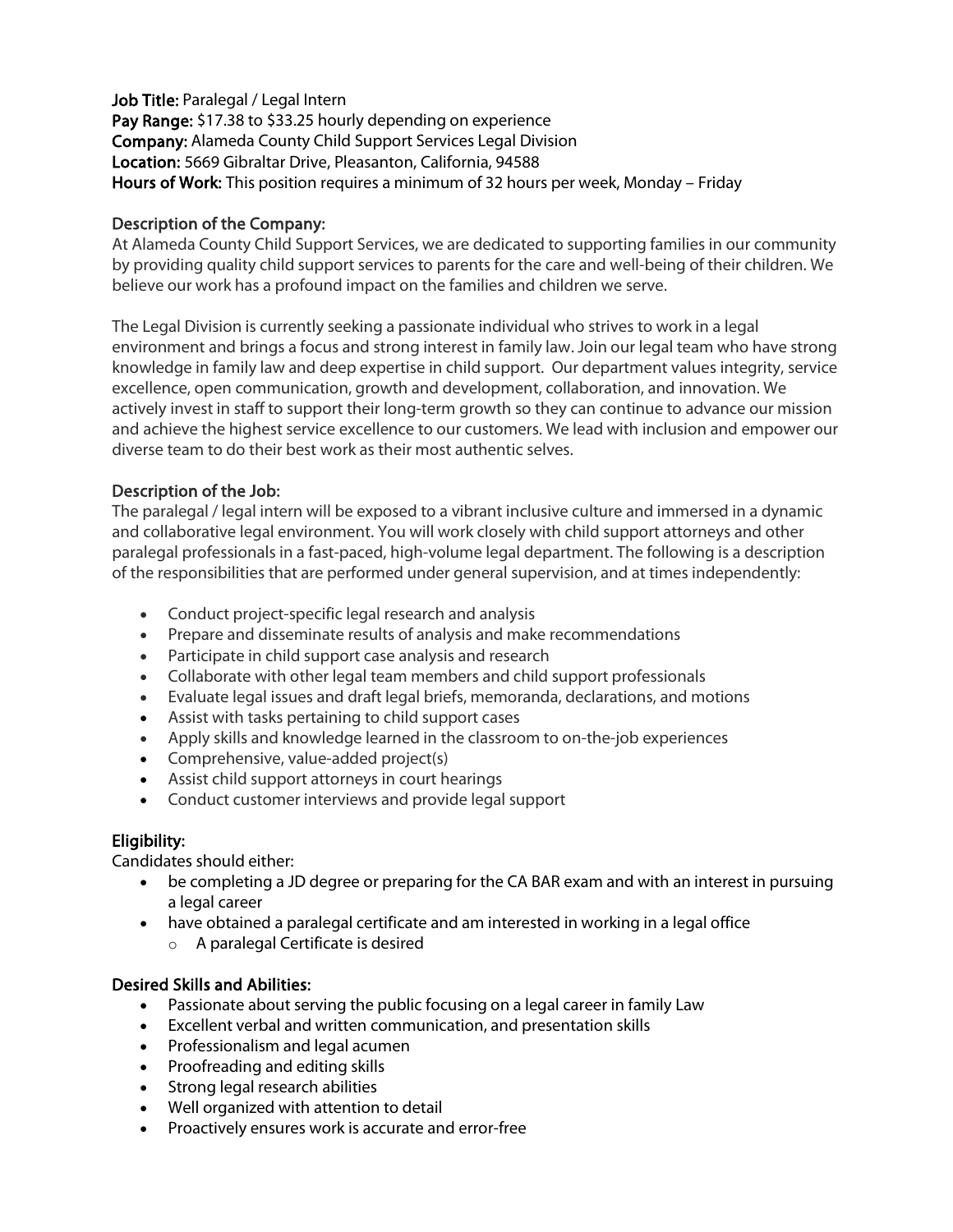**Job Title:** Paralegal / Legal Intern
**Pay Range:** $17.38 to $33.25 hourly depending on experience
**Company:** Alameda County Child Support Services Legal Division
**Location:** 5669 Gibraltar Drive, Pleasanton, California, 94588
**Hours of Work:** This position requires a minimum of 32 hours per week, Monday – Friday

## Description of the Company:

At Alameda County Child Support Services, we are dedicated to supporting families in our community by providing quality child support services to parents for the care and well-being of their children. We believe our work has a profound impact on the families and children we serve.

The Legal Division is currently seeking a passionate individual who strives to work in a legal environment and brings a focus and strong interest in family law. Join our legal team who have strong knowledge in family law and deep expertise in child support. Our department values integrity, service excellence, open communication, growth and development, collaboration, and innovation. We actively invest in staff to support their long-term growth so they can continue to advance our mission and achieve the highest service excellence to our customers. We lead with inclusion and empower our diverse team to do their best work as their most authentic selves.

## Description of the Job:

The paralegal / legal intern will be exposed to a vibrant inclusive culture and immersed in a dynamic and collaborative legal environment. You will work closely with child support attorneys and other paralegal professionals in a fast-paced, high-volume legal department. The following is a description of the responsibilities that are performed under general supervision, and at times independently:

- Conduct project-specific legal research and analysis
- Prepare and disseminate results of analysis and make recommendations
- Participate in child support case analysis and research
- Collaborate with other legal team members and child support professionals
- Evaluate legal issues and draft legal briefs, memoranda, declarations, and motions
- Assist with tasks pertaining to child support cases
- Apply skills and knowledge learned in the classroom to on-the-job experiences
- Comprehensive, value-added project(s)
- Assist child support attorneys in court hearings
- Conduct customer interviews and provide legal support

## Eligibility:

Candidates should either:

- be completing a JD degree or preparing for the CA BAR exam and with an interest in pursuing a legal career
- have obtained a paralegal certificate and am interested in working in a legal office
  - A paralegal Certificate is desired

## Desired Skills and Abilities:

- Passionate about serving the public focusing on a legal career in family Law
- Excellent verbal and written communication, and presentation skills
- Professionalism and legal acumen
- Proofreading and editing skills
- Strong legal research abilities
- Well organized with attention to detail
- Proactively ensures work is accurate and error-free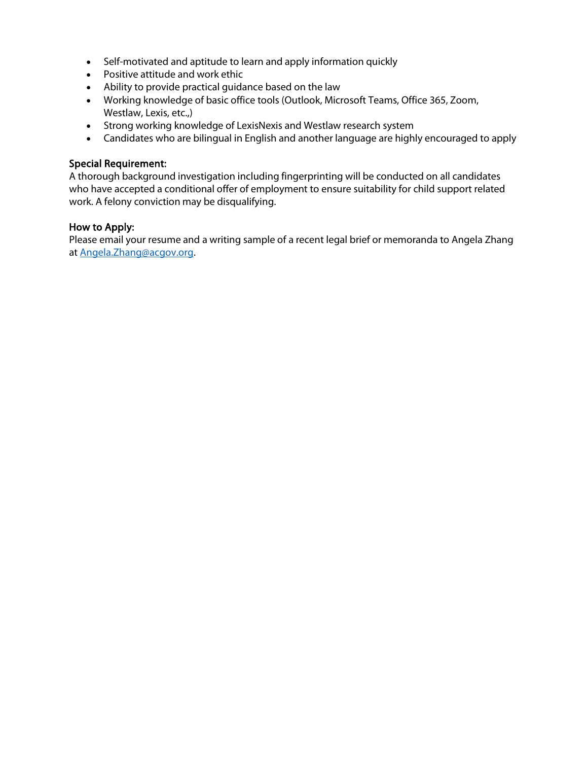- Self-motivated and aptitude to learn and apply information quickly
- Positive attitude and work ethic
- Ability to provide practical guidance based on the law
- Working knowledge of basic office tools (Outlook, Microsoft Teams, Office 365, Zoom, Westlaw, Lexis, etc.,)
- Strong working knowledge of LexisNexis and Westlaw research system
- Candidates who are bilingual in English and another language are highly encouraged to apply

**Special Requirement:**
A thorough background investigation including fingerprinting will be conducted on all candidates who have accepted a conditional offer of employment to ensure suitability for child support related work. A felony conviction may be disqualifying.

**How to Apply:**
Please email your resume and a writing sample of a recent legal brief or memoranda to Angela Zhang at [Angela.Zhang@acgov.org](mailto:Angela.Zhang@acgov.org).